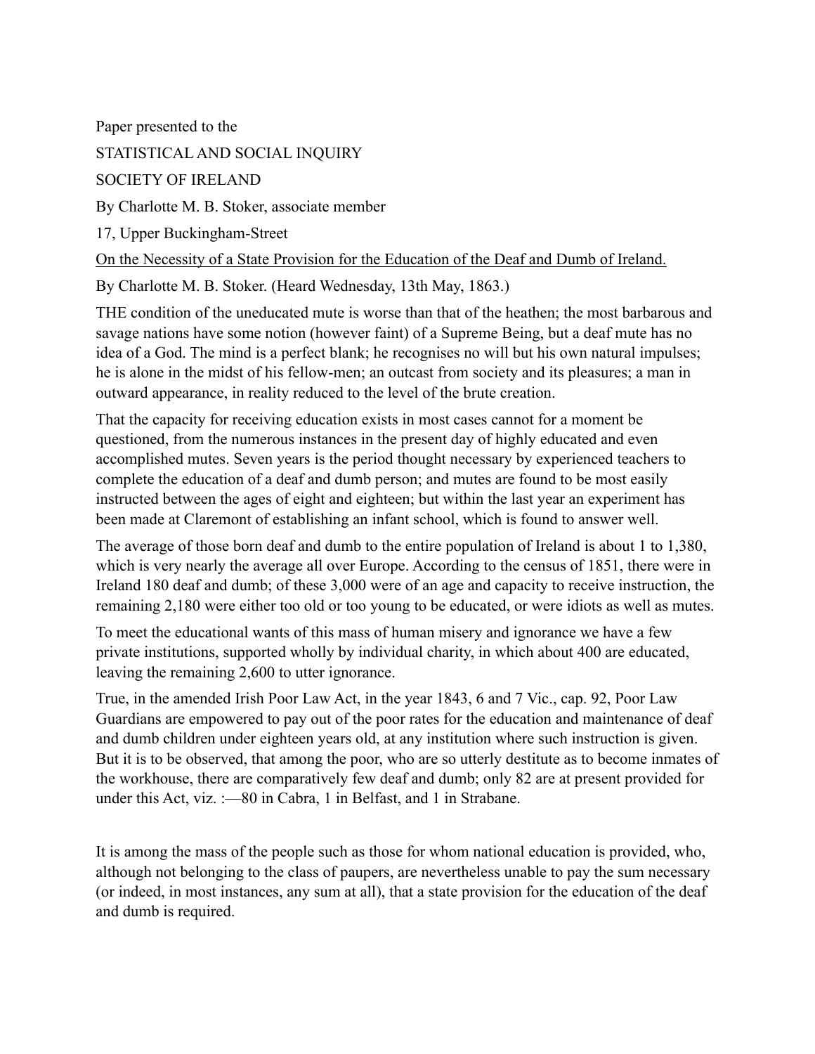Paper presented to the

STATISTICAL AND SOCIAL INQUIRY

SOCIETY OF IRELAND

By Charlotte M. B. Stoker, associate member

17, Upper Buckingham-Street

<u>On the Necessity of a State Provision for the Education of the Deaf and Dumb of Ireland.</u>

By Charlotte M. B. Stoker. (Heard Wednesday, 13th May, 1863.)

THE condition of the uneducated mute is worse than that of the heathen; the most barbarous and savage nations have some notion (however faint) of a Supreme Being, but a deaf mute has no idea of a God. The mind is a perfect blank; he recognises no will but his own natural impulses; he is alone in the midst of his fellow-men; an outcast from society and its pleasures; a man in outward appearance, in reality reduced to the level of the brute creation.

That the capacity for receiving education exists in most cases cannot for a moment be questioned, from the numerous instances in the present day of highly educated and even accomplished mutes. Seven years is the period thought necessary by experienced teachers to complete the education of a deaf and dumb person; and mutes are found to be most easily instructed between the ages of eight and eighteen; but within the last year an experiment has been made at Claremont of establishing an infant school, which is found to answer well.

The average of those born deaf and dumb to the entire population of Ireland is about 1 to 1,380, which is very nearly the average all over Europe. According to the census of 1851, there were in Ireland 180 deaf and dumb; of these 3,000 were of an age and capacity to receive instruction, the remaining 2,180 were either too old or too young to be educated, or were idiots as well as mutes.

To meet the educational wants of this mass of human misery and ignorance we have a few private institutions, supported wholly by individual charity, in which about 400 are educated, leaving the remaining 2,600 to utter ignorance.

True, in the amended Irish Poor Law Act, in the year 1843, 6 and 7 Vic., cap. 92, Poor Law Guardians are empowered to pay out of the poor rates for the education and maintenance of deaf and dumb children under eighteen years old, at any institution where such instruction is given. But it is to be observed, that among the poor, who are so utterly destitute as to become inmates of the workhouse, there are comparatively few deaf and dumb; only 82 are at present provided for under this Act, viz. :—80 in Cabra, 1 in Belfast, and 1 in Strabane.

It is among the mass of the people such as those for whom national education is provided, who, although not belonging to the class of paupers, are nevertheless unable to pay the sum necessary (or indeed, in most instances, any sum at all), that a state provision for the education of the deaf and dumb is required.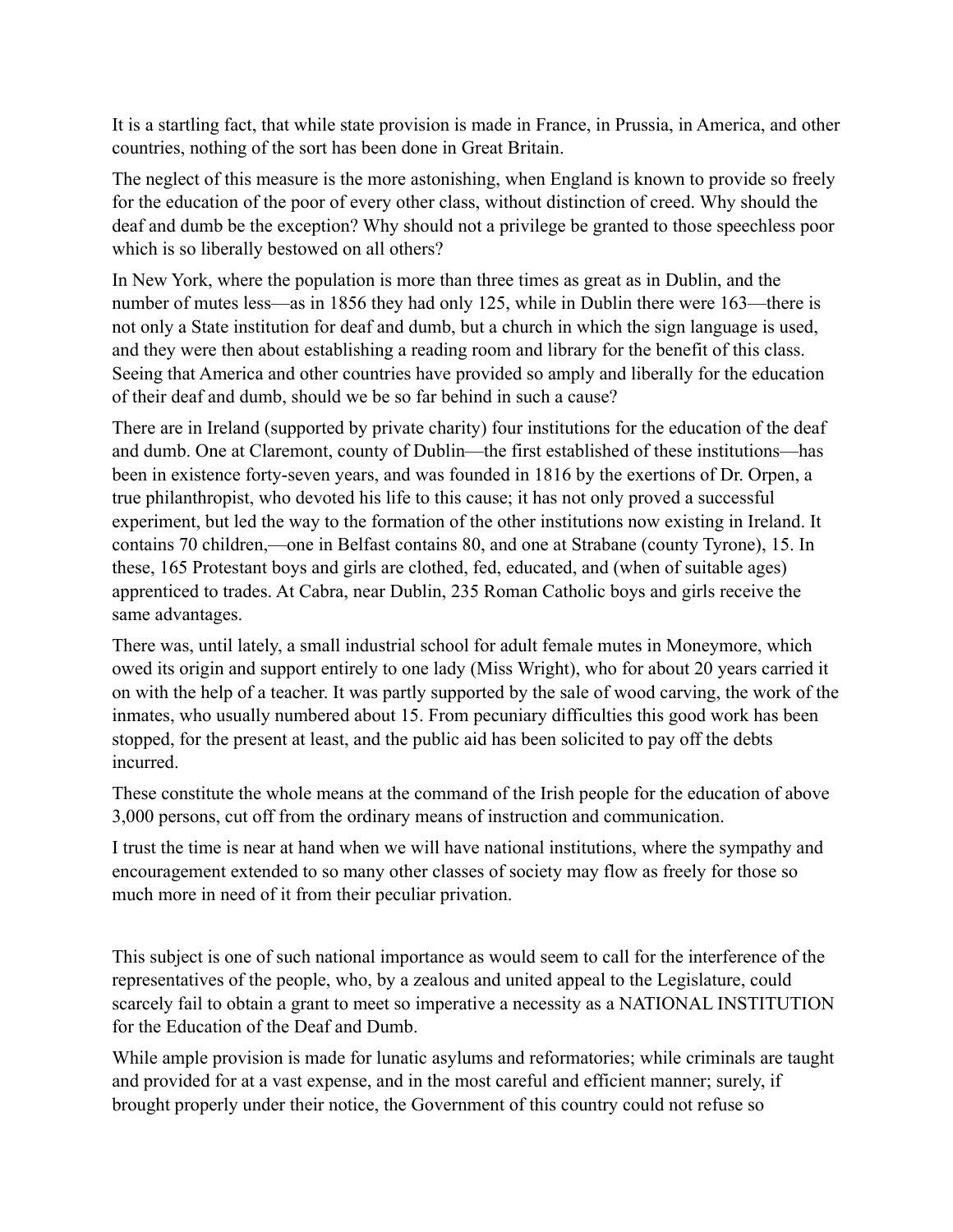It is a startling fact, that while state provision is made in France, in Prussia, in America, and other countries, nothing of the sort has been done in Great Britain.

The neglect of this measure is the more astonishing, when England is known to provide so freely for the education of the poor of every other class, without distinction of creed. Why should the deaf and dumb be the exception? Why should not a privilege be granted to those speechless poor which is so liberally bestowed on all others?

In New York, where the population is more than three times as great as in Dublin, and the number of mutes less—as in 1856 they had only 125, while in Dublin there were 163—there is not only a State institution for deaf and dumb, but a church in which the sign language is used, and they were then about establishing a reading room and library for the benefit of this class. Seeing that America and other countries have provided so amply and liberally for the education of their deaf and dumb, should we be so far behind in such a cause?

There are in Ireland (supported by private charity) four institutions for the education of the deaf and dumb. One at Claremont, county of Dublin—the first established of these institutions—has been in existence forty-seven years, and was founded in 1816 by the exertions of Dr. Orpen, a true philanthropist, who devoted his life to this cause; it has not only proved a successful experiment, but led the way to the formation of the other institutions now existing in Ireland. It contains 70 children,—one in Belfast contains 80, and one at Strabane (county Tyrone), 15. In these, 165 Protestant boys and girls are clothed, fed, educated, and (when of suitable ages) apprenticed to trades. At Cabra, near Dublin, 235 Roman Catholic boys and girls receive the same advantages.

There was, until lately, a small industrial school for adult female mutes in Moneymore, which owed its origin and support entirely to one lady (Miss Wright), who for about 20 years carried it on with the help of a teacher. It was partly supported by the sale of wood carving, the work of the inmates, who usually numbered about 15. From pecuniary difficulties this good work has been stopped, for the present at least, and the public aid has been solicited to pay off the debts incurred.

These constitute the whole means at the command of the Irish people for the education of above 3,000 persons, cut off from the ordinary means of instruction and communication.

I trust the time is near at hand when we will have national institutions, where the sympathy and encouragement extended to so many other classes of society may flow as freely for those so much more in need of it from their peculiar privation.

This subject is one of such national importance as would seem to call for the interference of the representatives of the people, who, by a zealous and united appeal to the Legislature, could scarcely fail to obtain a grant to meet so imperative a necessity as a NATIONAL INSTITUTION for the Education of the Deaf and Dumb.

While ample provision is made for lunatic asylums and reformatories; while criminals are taught and provided for at a vast expense, and in the most careful and efficient manner; surely, if brought properly under their notice, the Government of this country could not refuse so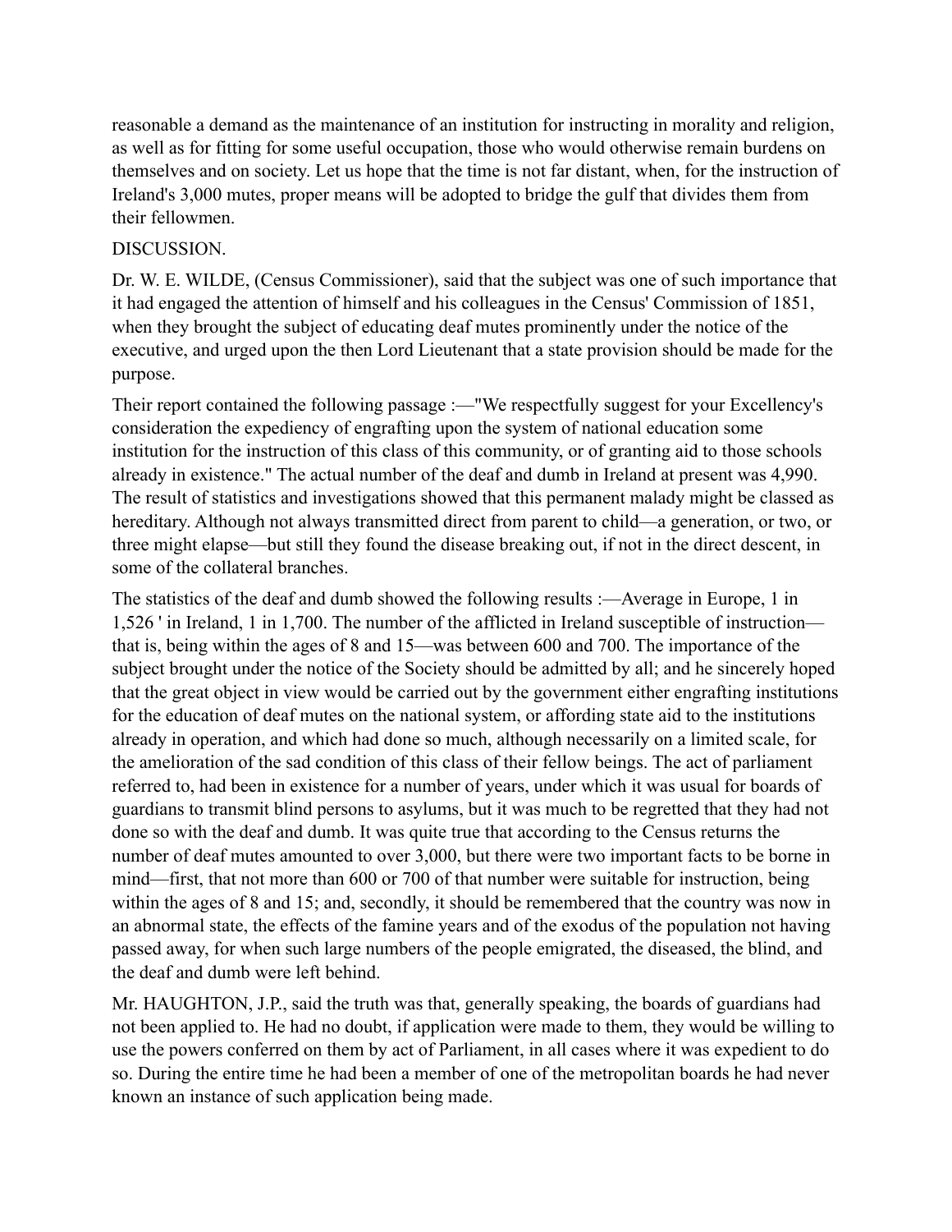reasonable a demand as the maintenance of an institution for instructing in morality and religion, as well as for fitting for some useful occupation, those who would otherwise remain burdens on themselves and on society. Let us hope that the time is not far distant, when, for the instruction of Ireland's 3,000 mutes, proper means will be adopted to bridge the gulf that divides them from their fellowmen.

DISCUSSION.

Dr. W. E. WILDE, (Census Commissioner), said that the subject was one of such importance that it had engaged the attention of himself and his colleagues in the Census' Commission of 1851, when they brought the subject of educating deaf mutes prominently under the notice of the executive, and urged upon the then Lord Lieutenant that a state provision should be made for the purpose.

Their report contained the following passage :—"We respectfully suggest for your Excellency's consideration the expediency of engrafting upon the system of national education some institution for the instruction of this class of this community, or of granting aid to those schools already in existence." The actual number of the deaf and dumb in Ireland at present was 4,990. The result of statistics and investigations showed that this permanent malady might be classed as hereditary. Although not always transmitted direct from parent to child—a generation, or two, or three might elapse—but still they found the disease breaking out, if not in the direct descent, in some of the collateral branches.

The statistics of the deaf and dumb showed the following results :—Average in Europe, 1 in 1,526 ' in Ireland, 1 in 1,700. The number of the afflicted in Ireland susceptible of instruction—that is, being within the ages of 8 and 15—was between 600 and 700. The importance of the subject brought under the notice of the Society should be admitted by all; and he sincerely hoped that the great object in view would be carried out by the government either engrafting institutions for the education of deaf mutes on the national system, or affording state aid to the institutions already in operation, and which had done so much, although necessarily on a limited scale, for the amelioration of the sad condition of this class of their fellow beings. The act of parliament referred to, had been in existence for a number of years, under which it was usual for boards of guardians to transmit blind persons to asylums, but it was much to be regretted that they had not done so with the deaf and dumb. It was quite true that according to the Census returns the number of deaf mutes amounted to over 3,000, but there were two important facts to be borne in mind—first, that not more than 600 or 700 of that number were suitable for instruction, being within the ages of 8 and 15; and, secondly, it should be remembered that the country was now in an abnormal state, the effects of the famine years and of the exodus of the population not having passed away, for when such large numbers of the people emigrated, the diseased, the blind, and the deaf and dumb were left behind.

Mr. HAUGHTON, J.P., said the truth was that, generally speaking, the boards of guardians had not been applied to. He had no doubt, if application were made to them, they would be willing to use the powers conferred on them by act of Parliament, in all cases where it was expedient to do so. During the entire time he had been a member of one of the metropolitan boards he had never known an instance of such application being made.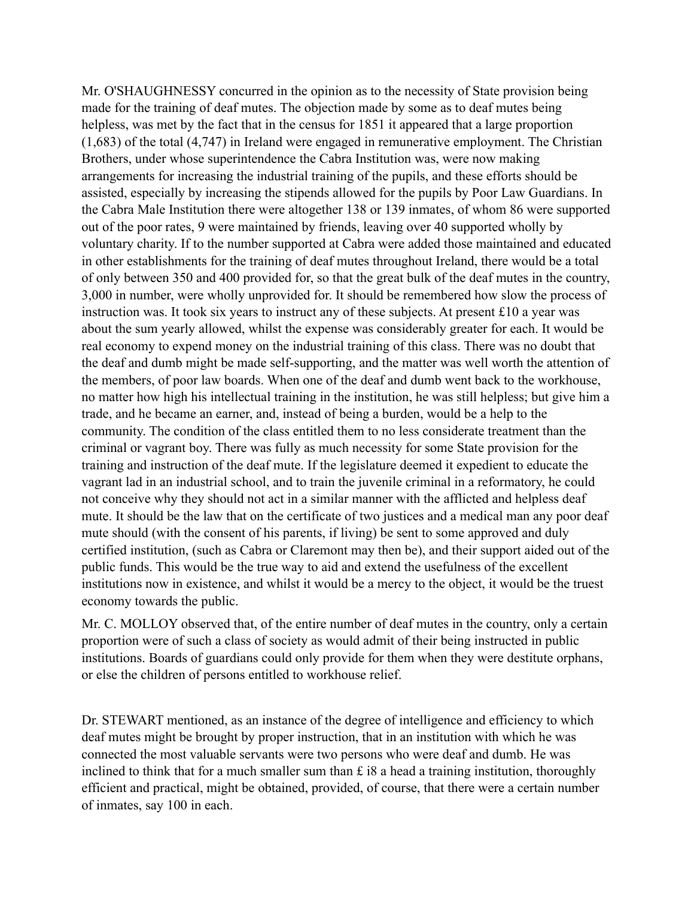Mr. O'SHAUGHNESSY concurred in the opinion as to the necessity of State provision being made for the training of deaf mutes. The objection made by some as to deaf mutes being helpless, was met by the fact that in the census for 1851 it appeared that a large proportion (1,683) of the total (4,747) in Ireland were engaged in remunerative employment. The Christian Brothers, under whose superintendence the Cabra Institution was, were now making arrangements for increasing the industrial training of the pupils, and these efforts should be assisted, especially by increasing the stipends allowed for the pupils by Poor Law Guardians. In the Cabra Male Institution there were altogether 138 or 139 inmates, of whom 86 were supported out of the poor rates, 9 were maintained by friends, leaving over 40 supported wholly by voluntary charity. If to the number supported at Cabra were added those maintained and educated in other establishments for the training of deaf mutes throughout Ireland, there would be a total of only between 350 and 400 provided for, so that the great bulk of the deaf mutes in the country, 3,000 in number, were wholly unprovided for. It should be remembered how slow the process of instruction was. It took six years to instruct any of these subjects. At present £10 a year was about the sum yearly allowed, whilst the expense was considerably greater for each. It would be real economy to expend money on the industrial training of this class. There was no doubt that the deaf and dumb might be made self-supporting, and the matter was well worth the attention of the members, of poor law boards. When one of the deaf and dumb went back to the workhouse, no matter how high his intellectual training in the institution, he was still helpless; but give him a trade, and he became an earner, and, instead of being a burden, would be a help to the community. The condition of the class entitled them to no less considerate treatment than the criminal or vagrant boy. There was fully as much necessity for some State provision for the training and instruction of the deaf mute. If the legislature deemed it expedient to educate the vagrant lad in an industrial school, and to train the juvenile criminal in a reformatory, he could not conceive why they should not act in a similar manner with the afflicted and helpless deaf mute. It should be the law that on the certificate of two justices and a medical man any poor deaf mute should (with the consent of his parents, if living) be sent to some approved and duly certified institution, (such as Cabra or Claremont may then be), and their support aided out of the public funds. This would be the true way to aid and extend the usefulness of the excellent institutions now in existence, and whilst it would be a mercy to the object, it would be the truest economy towards the public.

Mr. C. MOLLOY observed that, of the entire number of deaf mutes in the country, only a certain proportion were of such a class of society as would admit of their being instructed in public institutions. Boards of guardians could only provide for them when they were destitute orphans, or else the children of persons entitled to workhouse relief.

Dr. STEWART mentioned, as an instance of the degree of intelligence and efficiency to which deaf mutes might be brought by proper instruction, that in an institution with which he was connected the most valuable servants were two persons who were deaf and dumb. He was inclined to think that for a much smaller sum than £ i8 a head a training institution, thoroughly efficient and practical, might be obtained, provided, of course, that there were a certain number of inmates, say 100 in each.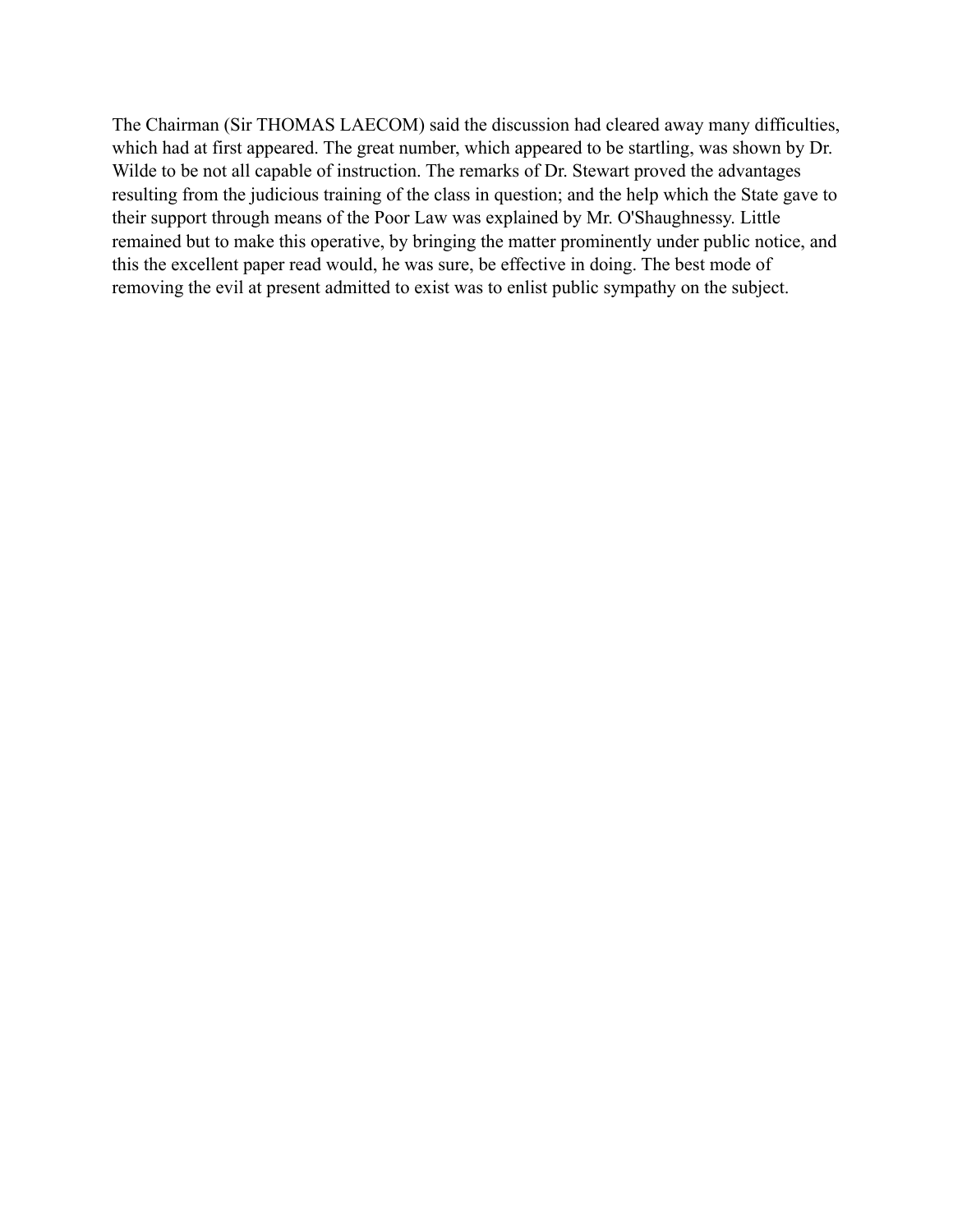The Chairman (Sir THOMAS LAECOM) said the discussion had cleared away many difficulties, which had at first appeared. The great number, which appeared to be startling, was shown by Dr. Wilde to be not all capable of instruction. The remarks of Dr. Stewart proved the advantages resulting from the judicious training of the class in question; and the help which the State gave to their support through means of the Poor Law was explained by Mr. O'Shaughnessy. Little remained but to make this operative, by bringing the matter prominently under public notice, and this the excellent paper read would, he was sure, be effective in doing. The best mode of removing the evil at present admitted to exist was to enlist public sympathy on the subject.